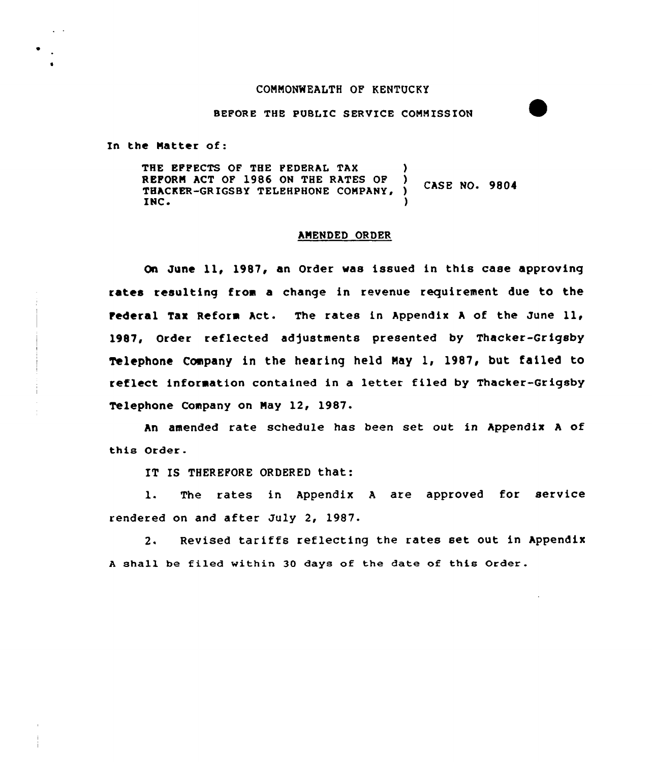COMMONWEALTH OF KENTUCKY

BEFORE THE PUBLIC SERVICE COMMISSION

In the Matter of:

THE EFFECTS OF THE FEDERAL TAX REFORM ACT OF 1986 ON THE RATES OF THACKER-GRIGSBY TELEHPHONE COMPANY, INC. ) CASE NO. 9804

## AMENDED ORDER

On June 11, 1987, an Order was issued in this case approving rates resulting from a change in revenue requirement due to the Federal Tax Reform Act. The rates in Appendix A of the June 11, 1987, Order reflected adjustments presented by Thacker-Grigsby Telephone Company in the hearing held May 1, 1987, but failed to reflect information contained in a letter filed by Thacker-Grigsby Telephone Company on May 12, 1987.

An amended rate schedule has been set out in Appendix A of this Order.

IT IS THEREFORE ORDERED that:

1. The rates in Appendix A are approved for service rendered on and after July 2, 1987.

2. Revised tariffs reflecting the rates set out in Appendix A shall be filed within 30 days of the date of this Order.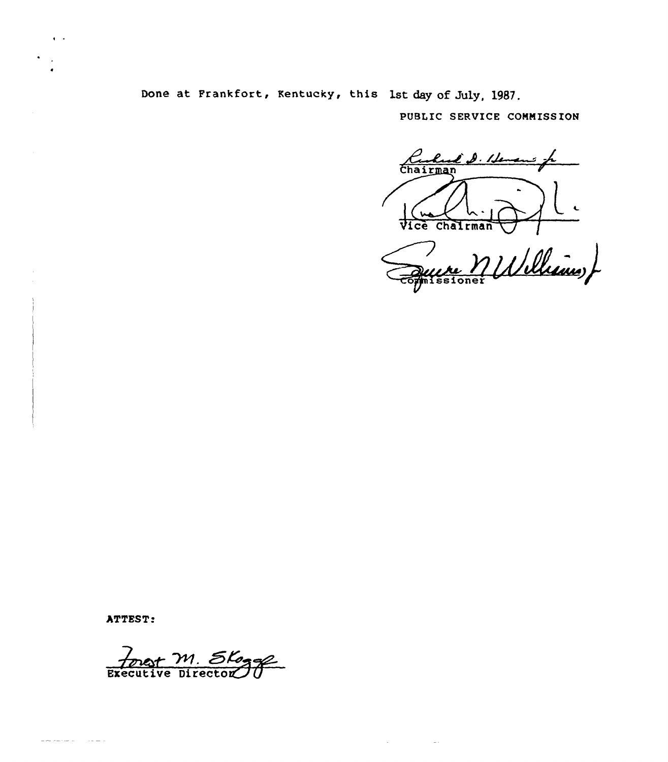Done at Frankfort, Kentucky, this 1st day of July, 1987.

PUBLIC SERVICE COMMISSION

Chairman

Vice Chairman

Commissioner

ATTEST:

Executive Director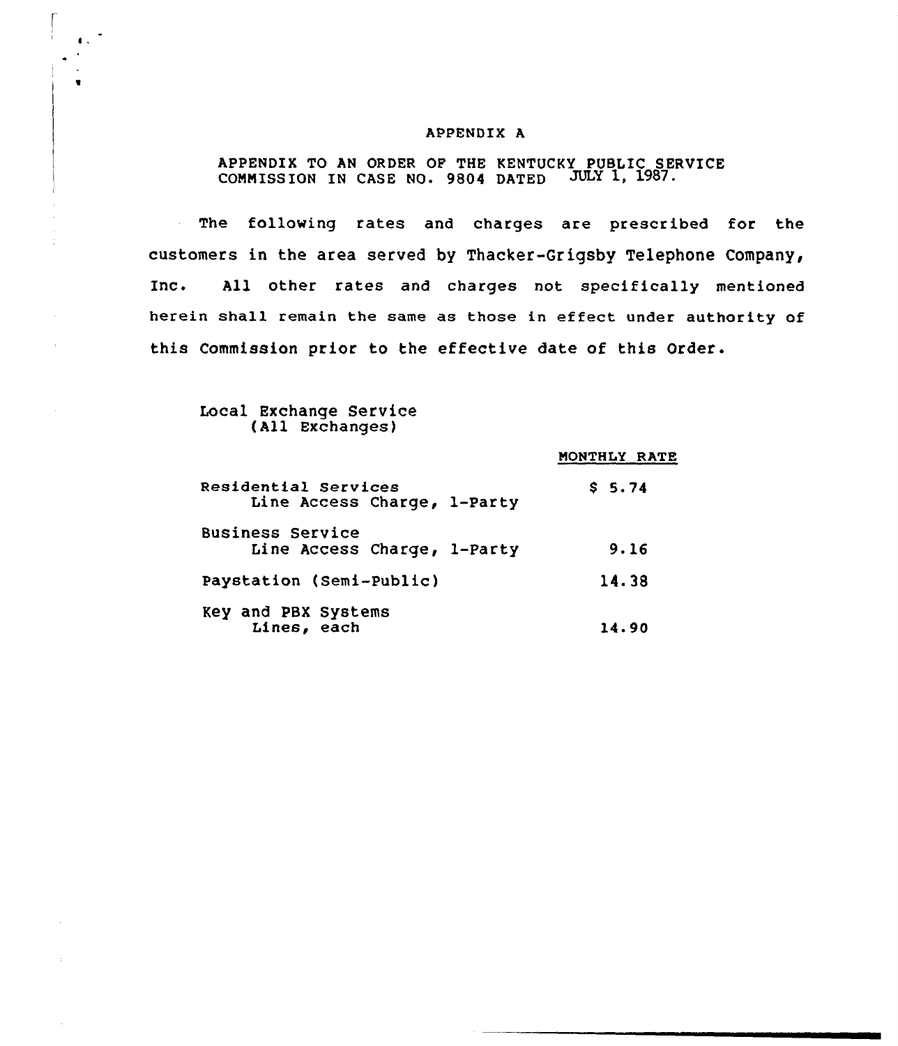# APPENDIX A

APPENDIX TO AN ORDER OF THE KENTUCKY PUBLIC SERVICE COMMISSION IN CASE NO. 9804 DATED JULY 1, 1987.

The following rates and charges are prescribed for the customers in the area served by Thacker-Grigsby Telephone Company, Inc. All other rates and charges not specifically mentioned herein shall remain the same as those in effect under authority of this Commission prior to the effective date of this Order.

Local Exchange Service
(All Exchanges)

| | MONTHLY RATE |
|---|---|
| Residential Services<br>Line Access Charge, 1-Party | $ 5.74 |
| Business Service<br>Line Access Charge, 1-Party | 9.16 |
| Paystation (Semi-Public) | 14.38 |
| Key and PBX Systems<br>Lines, each | 14.90 |